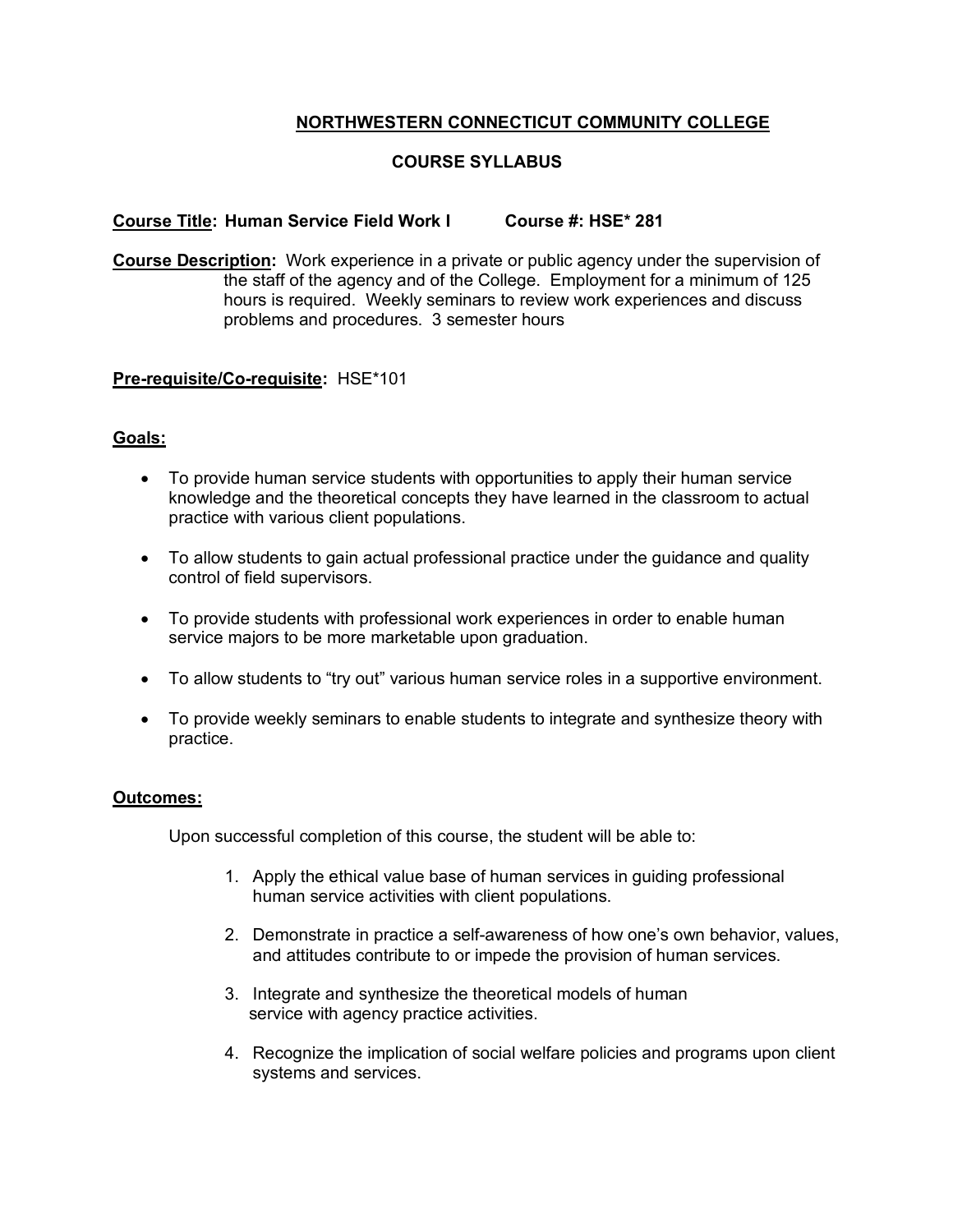# NORTHWESTERN CONNECTICUT COMMUNITY COLLEGE

## COURSE SYLLABUS

**Course Title: Human Service Field Work I** **Course #: HSE* 281**

**Course Description:** Work experience in a private or public agency under the supervision of the staff of the agency and of the College. Employment for a minimum of 125 hours is required. Weekly seminars to review work experiences and discuss problems and procedures. 3 semester hours

**Pre-requisite/Co-requisite:** HSE*101

**Goals:**

- To provide human service students with opportunities to apply their human service knowledge and the theoretical concepts they have learned in the classroom to actual practice with various client populations.
- To allow students to gain actual professional practice under the guidance and quality control of field supervisors.
- To provide students with professional work experiences in order to enable human service majors to be more marketable upon graduation.
- To allow students to "try out" various human service roles in a supportive environment.
- To provide weekly seminars to enable students to integrate and synthesize theory with practice.

**Outcomes:**

Upon successful completion of this course, the student will be able to:

1. Apply the ethical value base of human services in guiding professional human service activities with client populations.
2. Demonstrate in practice a self-awareness of how one's own behavior, values, and attitudes contribute to or impede the provision of human services.
3. Integrate and synthesize the theoretical models of human service with agency practice activities.
4. Recognize the implication of social welfare policies and programs upon client systems and services.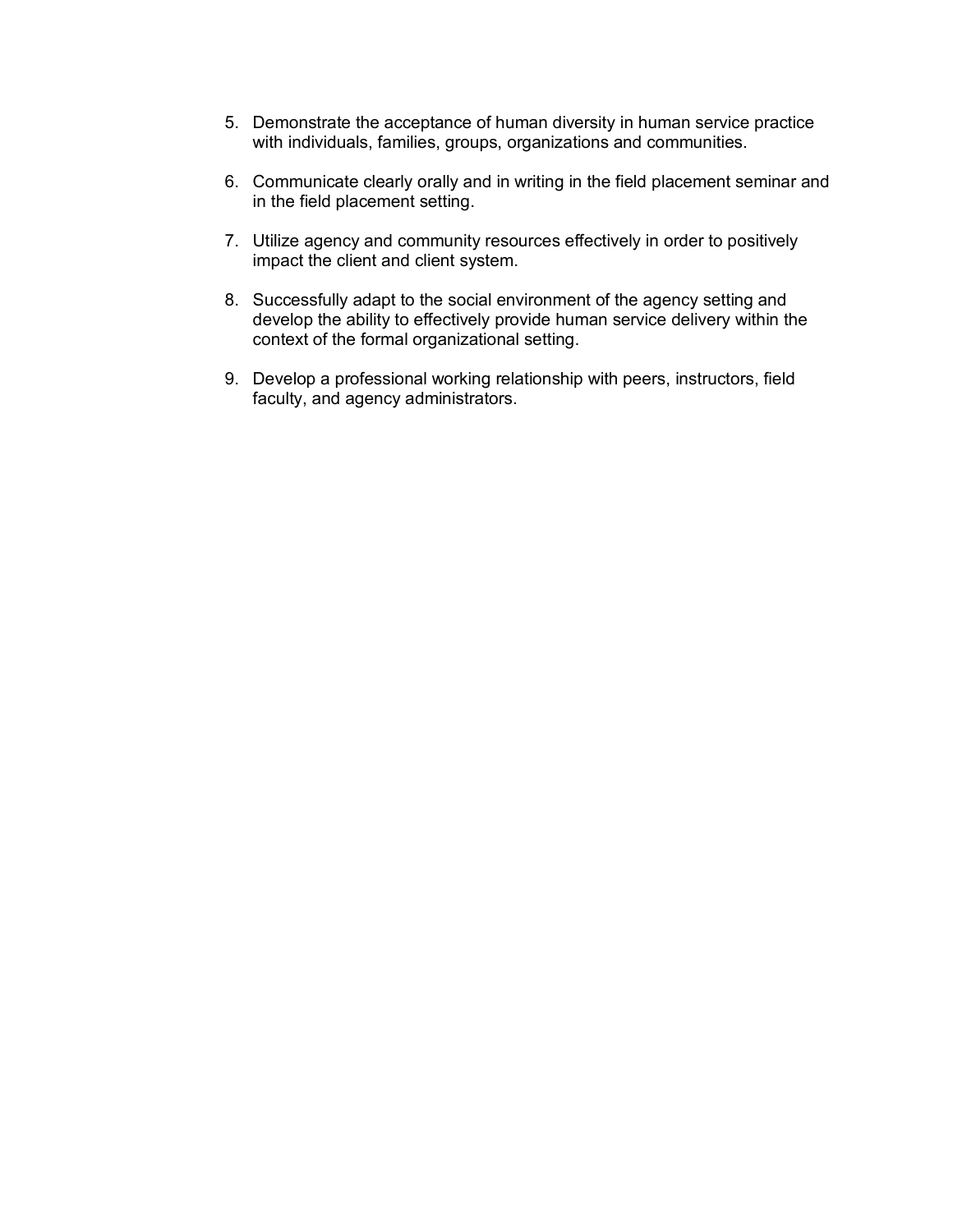5. Demonstrate the acceptance of human diversity in human service practice with individuals, families, groups, organizations and communities.

6. Communicate clearly orally and in writing in the field placement seminar and in the field placement setting.

7. Utilize agency and community resources effectively in order to positively impact the client and client system.

8. Successfully adapt to the social environment of the agency setting and develop the ability to effectively provide human service delivery within the context of the formal organizational setting.

9. Develop a professional working relationship with peers, instructors, field faculty, and agency administrators.